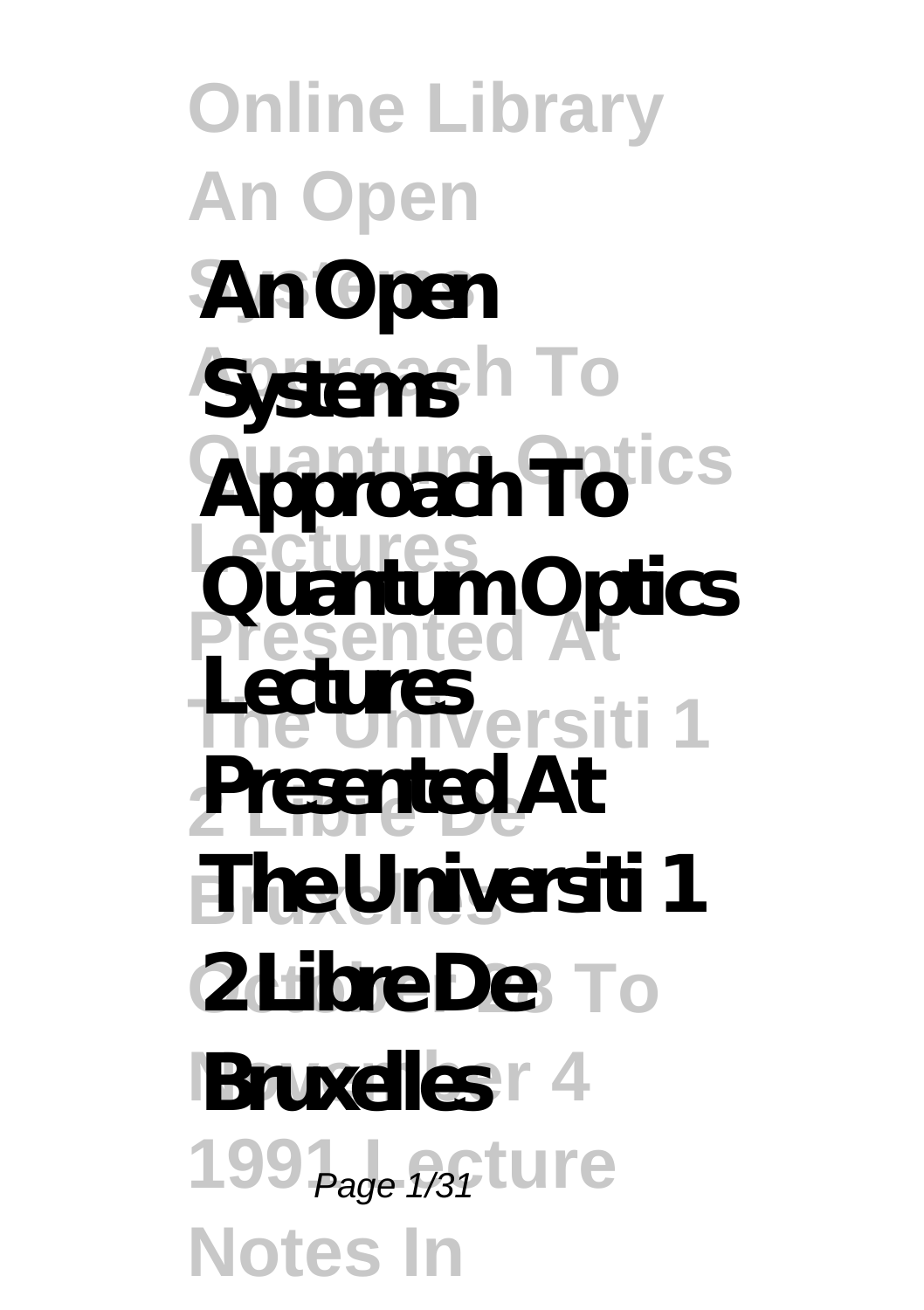# An Open Systems Approach To Quantum Optics Lectures Presented At The Universiti 1 2 Libre De Bruxelles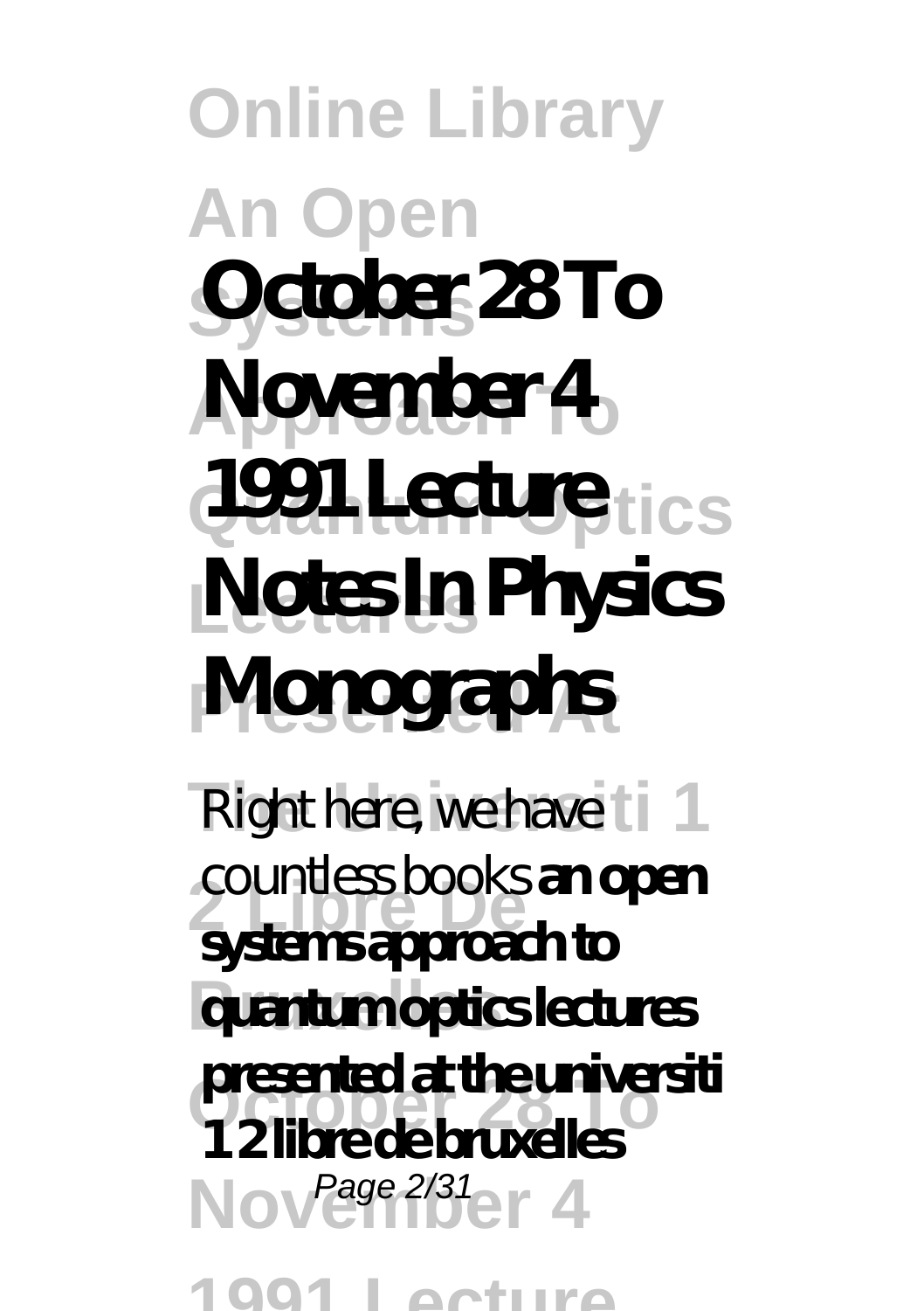# October 28 To November 4 1991 Lecture Notes In Physics Monographs

Right here, we have countless books **an open systems approach to quantum optics lectures presented at the universiti 1 2 libre de bruxelles**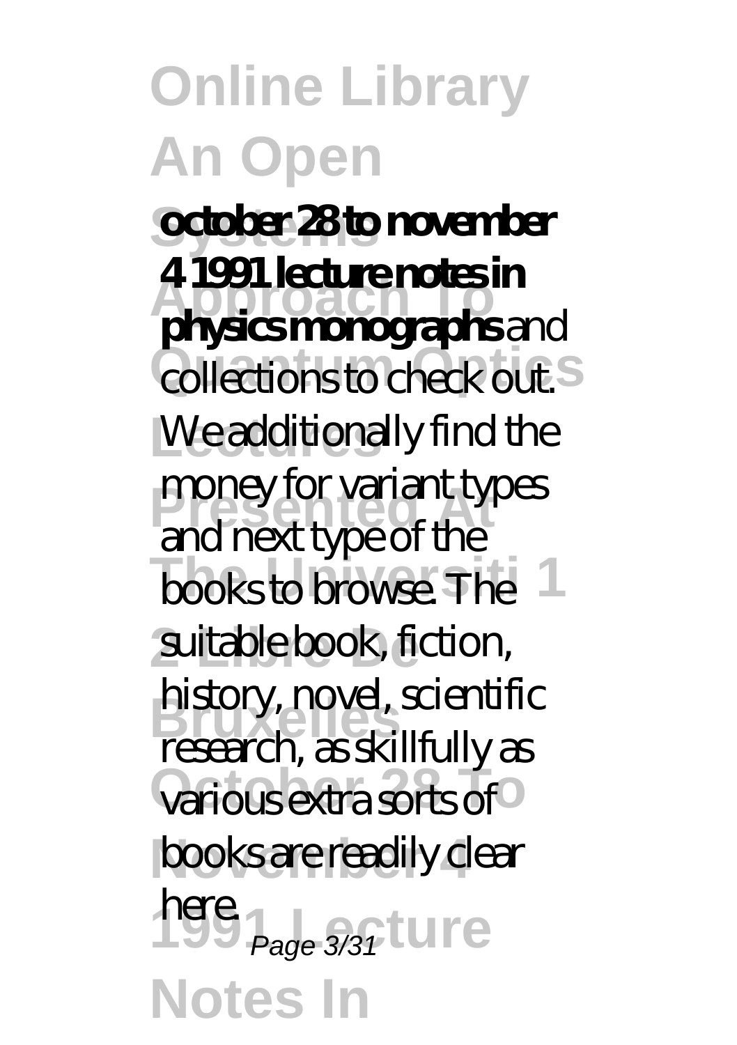**october 28 to november 4 1991 lecture notes in physics monographs** and collections to check out. We additionally find the money for variant types and next type of the books to browse. The suitable book, fiction, history, novel, scientific research, as skillfully as various extra sorts of books are readily clear here.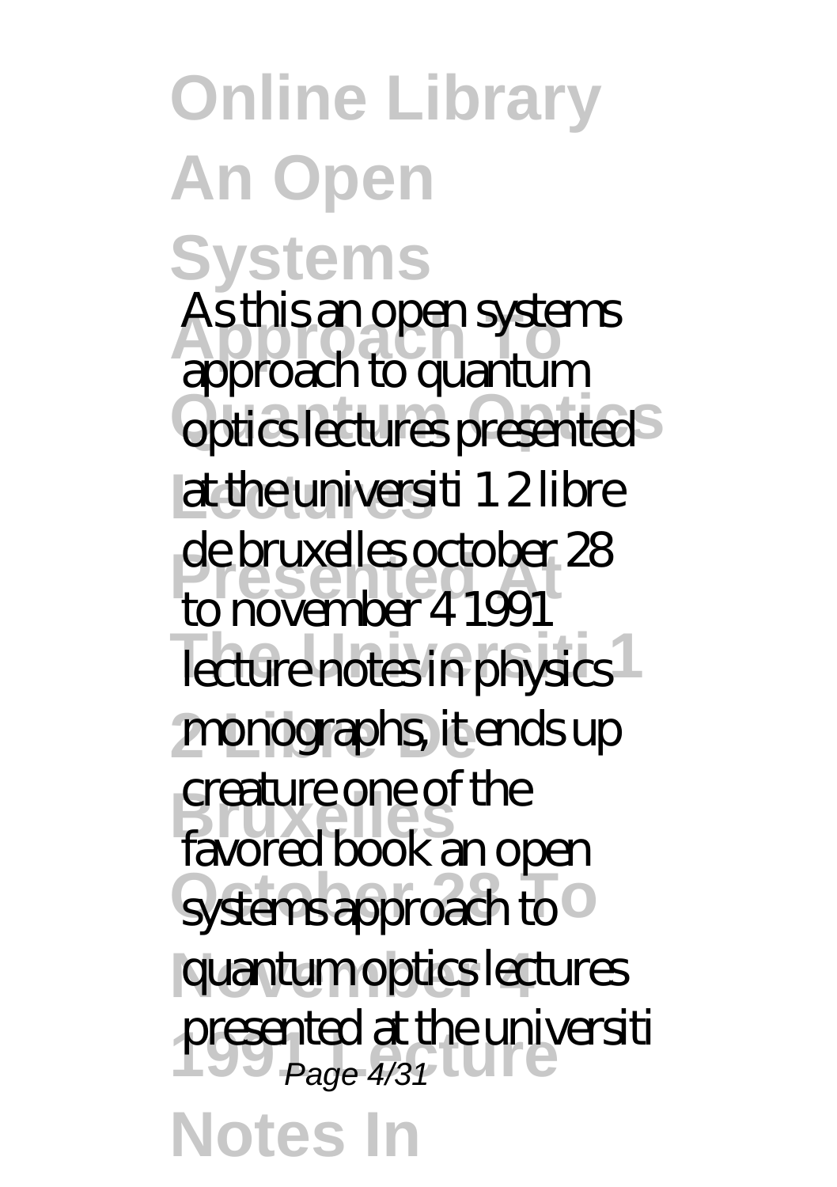As this an open systems approach to quantum optics lectures presented at the universiti 1 2 libre de bruxelles october 28 to november 4 1991 lecture notes in physics monographs, it ends up creature one of the favored book an open systems approach to quantum optics lectures presented at the universiti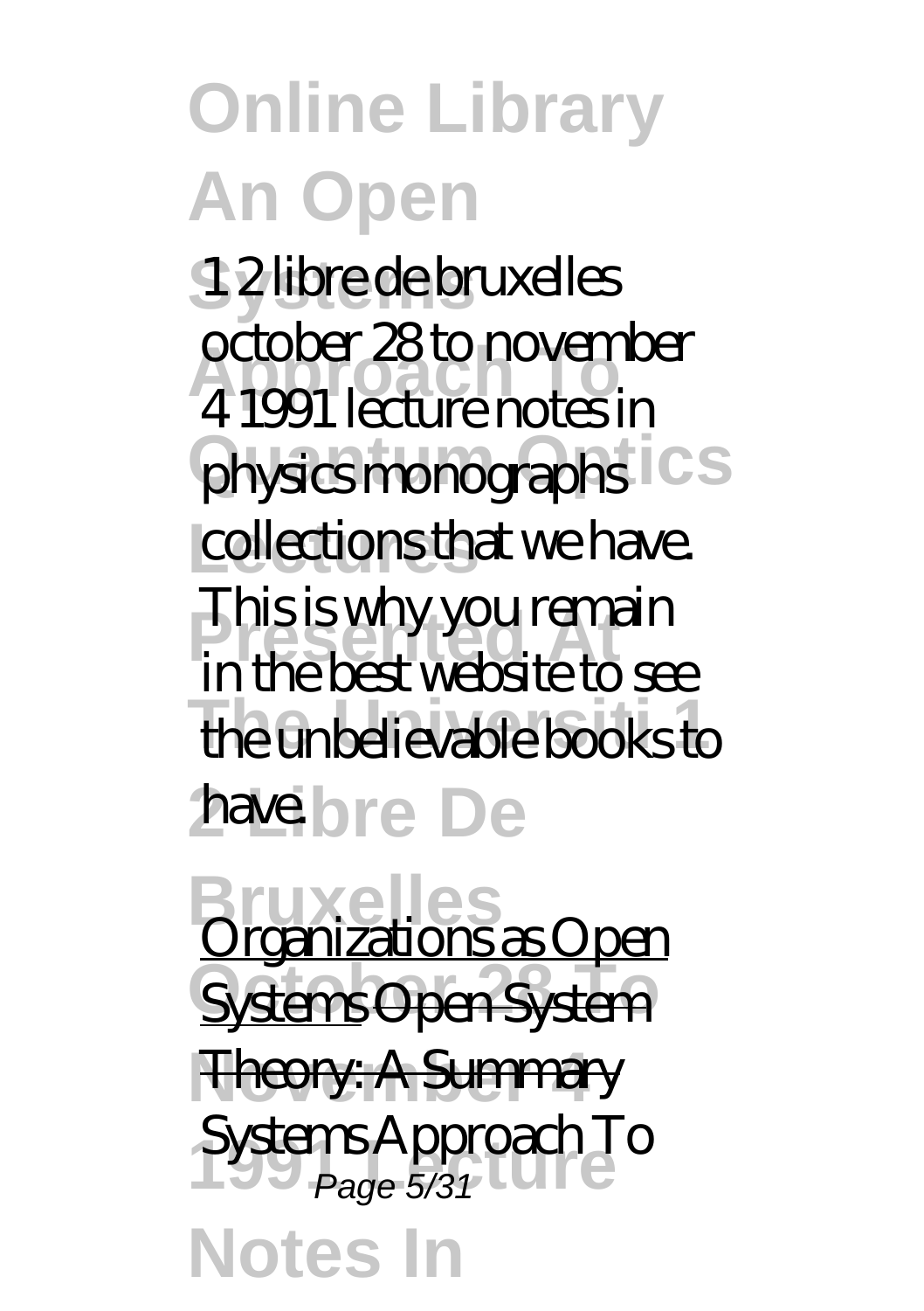1 2 libre de bruxelles october 28 to november 4 1991 lecture notes in physics monographs collections that we have. This is why you remain in the best website to see the unbelievable books to have.

Organizations as Open Systems ~~Open System Theory: A Summary~~

Systems Approach To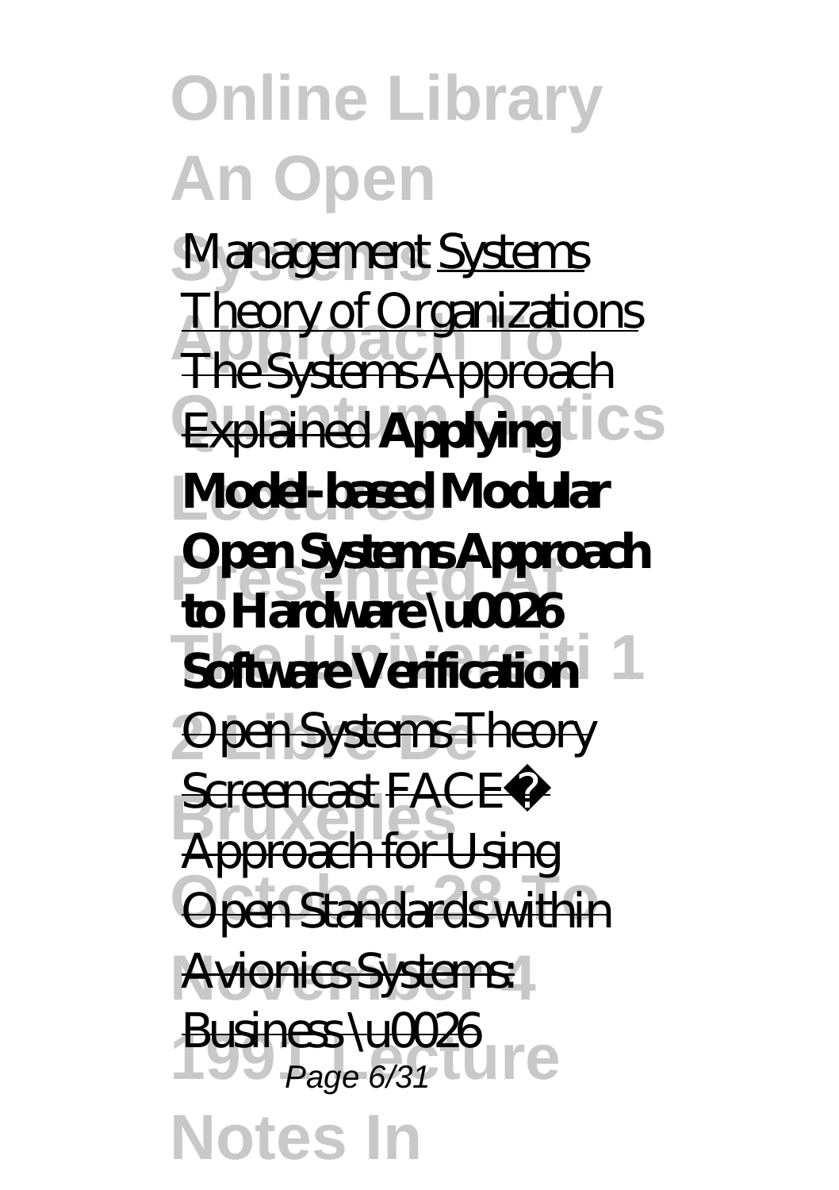*Management* Systems Theory of Organizations The Systems Approach Explained **Applying Model-based Modular Open Systems Approach to Hardware \u0026 Software Verification** Open Systems Theory Screencast FACE™ Approach for Using Open Standards within Avionics Systems: Business \u0026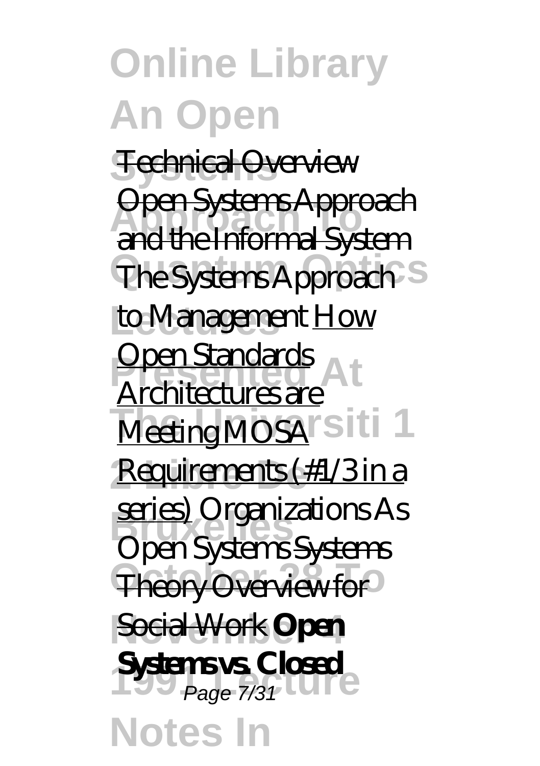Technical Overview

Open Systems Approach and the Informal System

*The Systems Approach to Management* How Open Standards Architectures are Meeting MOSA Requirements (#1/3 in a series) *Organizations As Open Systems* Systems Theory Overview for Social Work **Open Systems vs. Closed**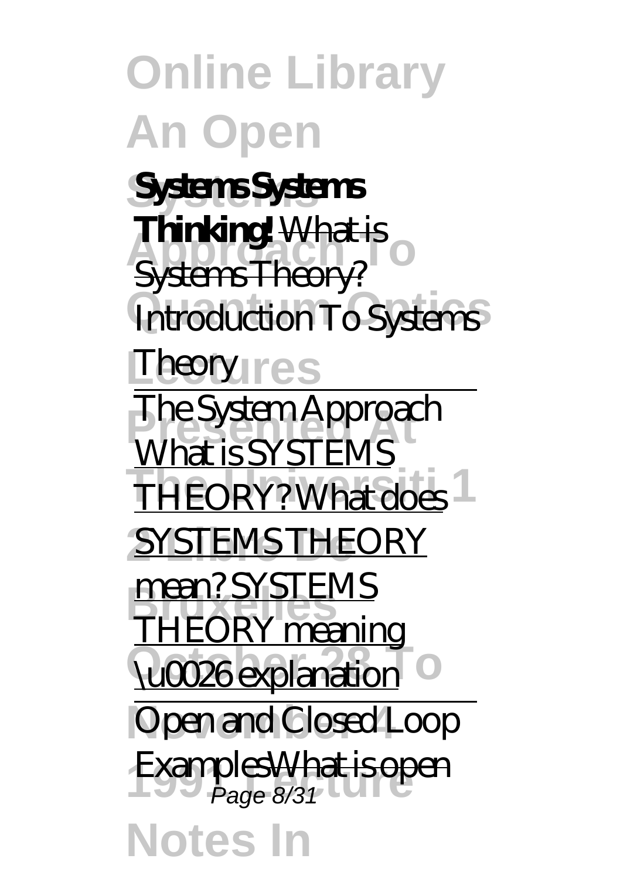**Systems Systems Thinking!** What is Systems Theory?

*Introduction To Systems Theory*

The System Approach

What is SYSTEMS THEORY? What does SYSTEMS THEORY mean? SYSTEMS THEORY meaning \u0026 explanation

Open and Closed Loop ExamplesWhat is open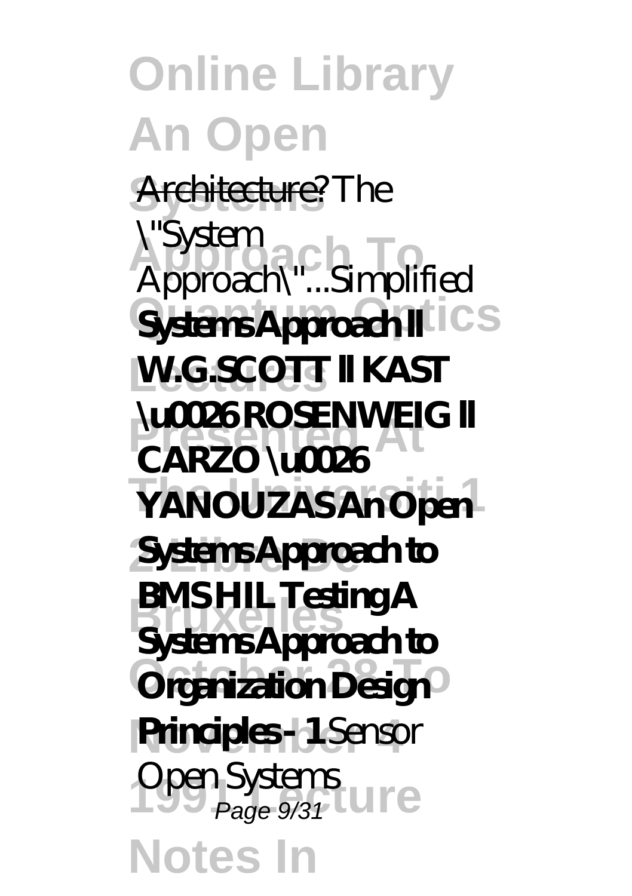Architecture? *The \"System Approach\"...Simplified* **Systems Approach ll W.G.SCOTT ll KAST \u0026 ROSENWEIG ll CARZO \u0026 YANOUZAS An Open Systems Approach to BMS HIL Testing A Systems Approach to Organization Design Principles - 1** *Sensor Open Systems*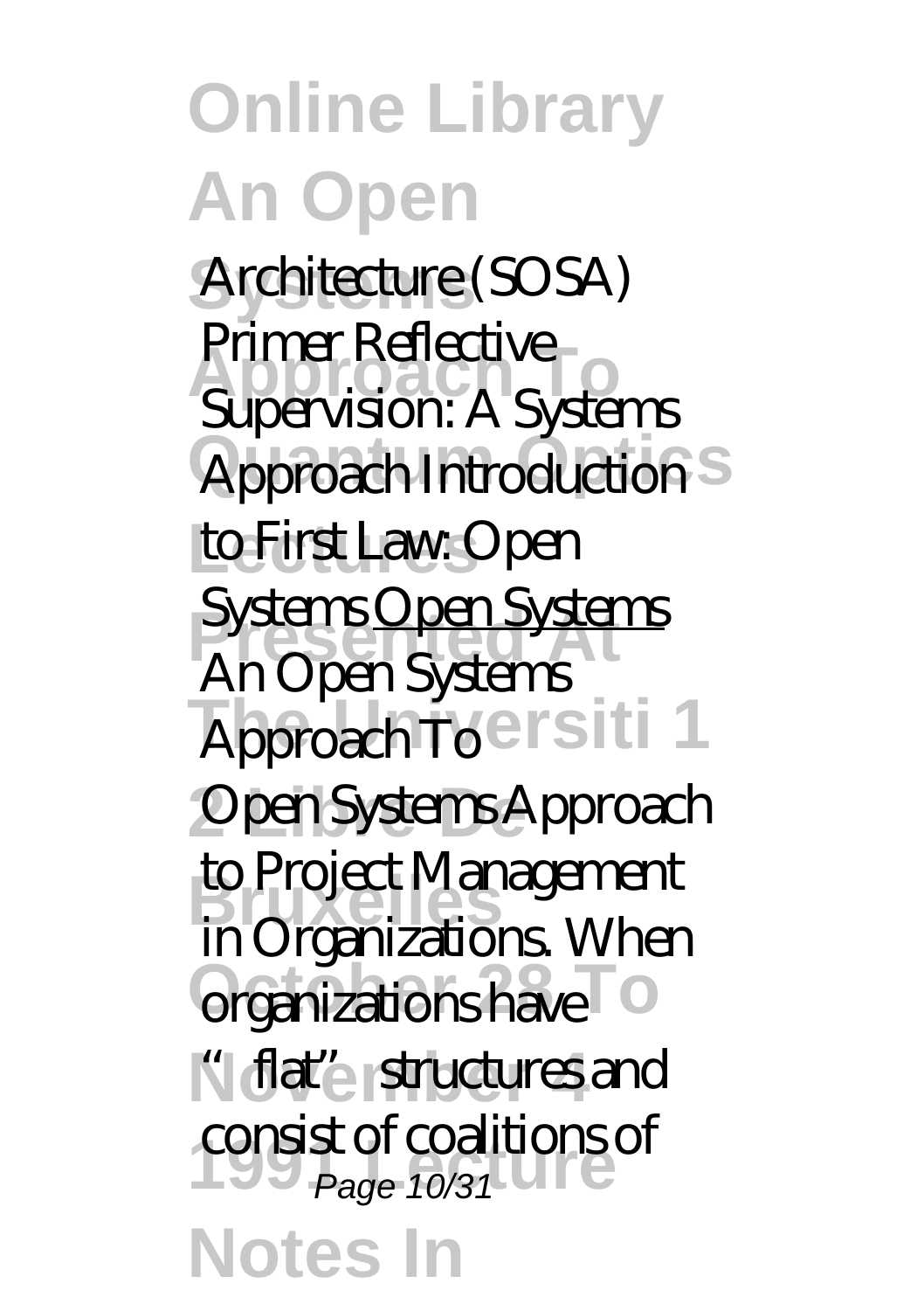Architecture (SOSA) Primer Reflective Supervision: A Systems Approach Introduction to First Law: Open Systems Open Systems An Open Systems Approach To

Open Systems Approach to Project Management in Organizations. When organizations have "flat" structures and consist of coalitions of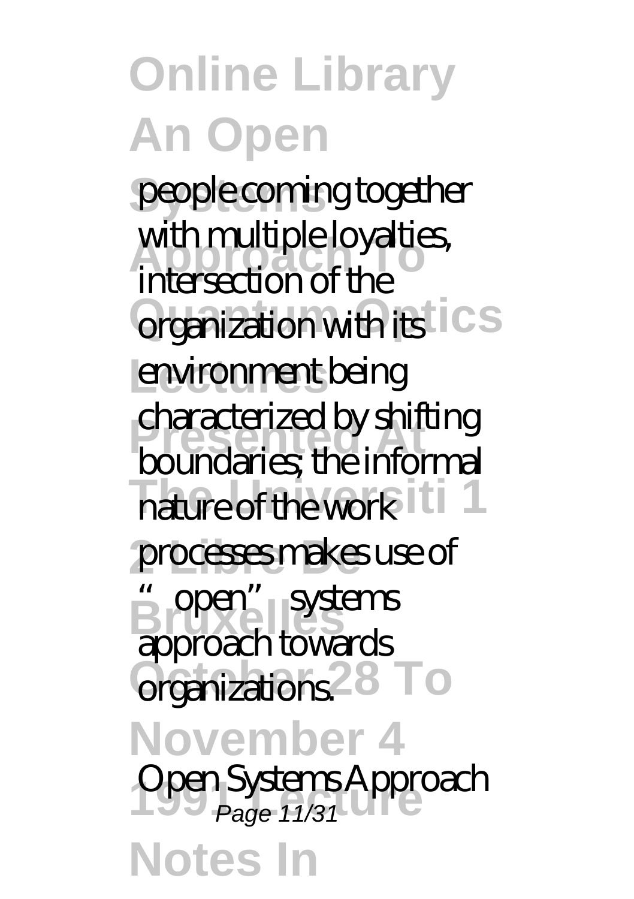people coming together with multiple loyalties, intersection of the organization with its environment being characterized by shifting boundaries; the informal nature of the work processes makes use of "open" systems approach towards organizations.

Open Systems Approach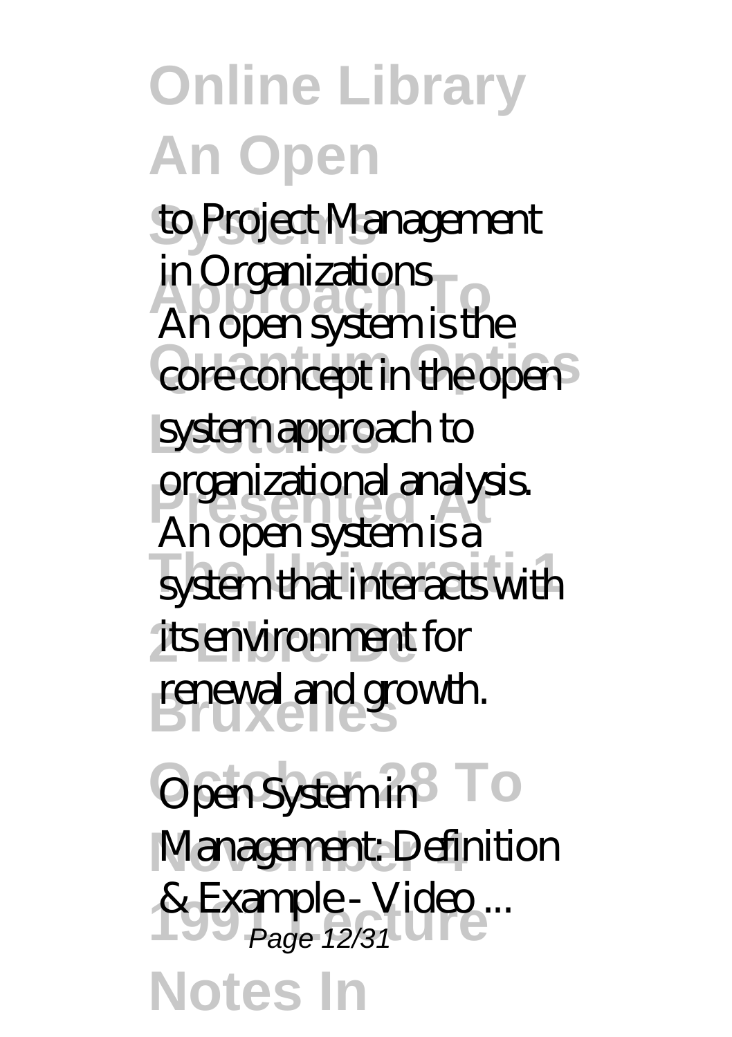to Project Management in Organizations

An open system is the core concept in the open system approach to organizational analysis. An open system is a system that interacts with its environment for renewal and growth.

**Open System in Management: Definition & Example - Video ...**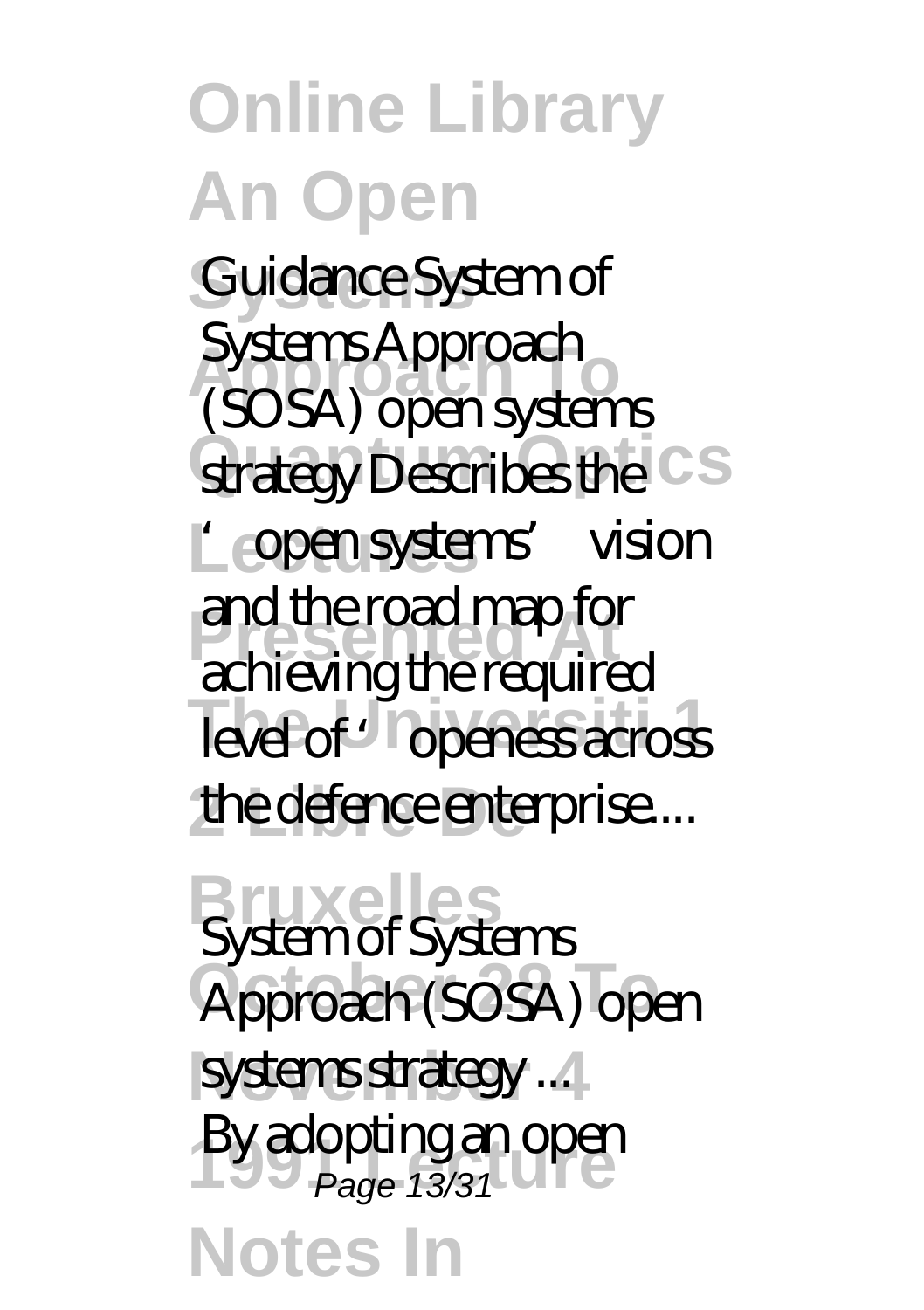Guidance System of Systems Approach (SOSA) open systems strategy Describes the 'open systems' vision and the road map for achieving the required level of 'openess across the defence enterprise....

*System of Systems Approach (SOSA) open systems strategy ...*

By adopting an open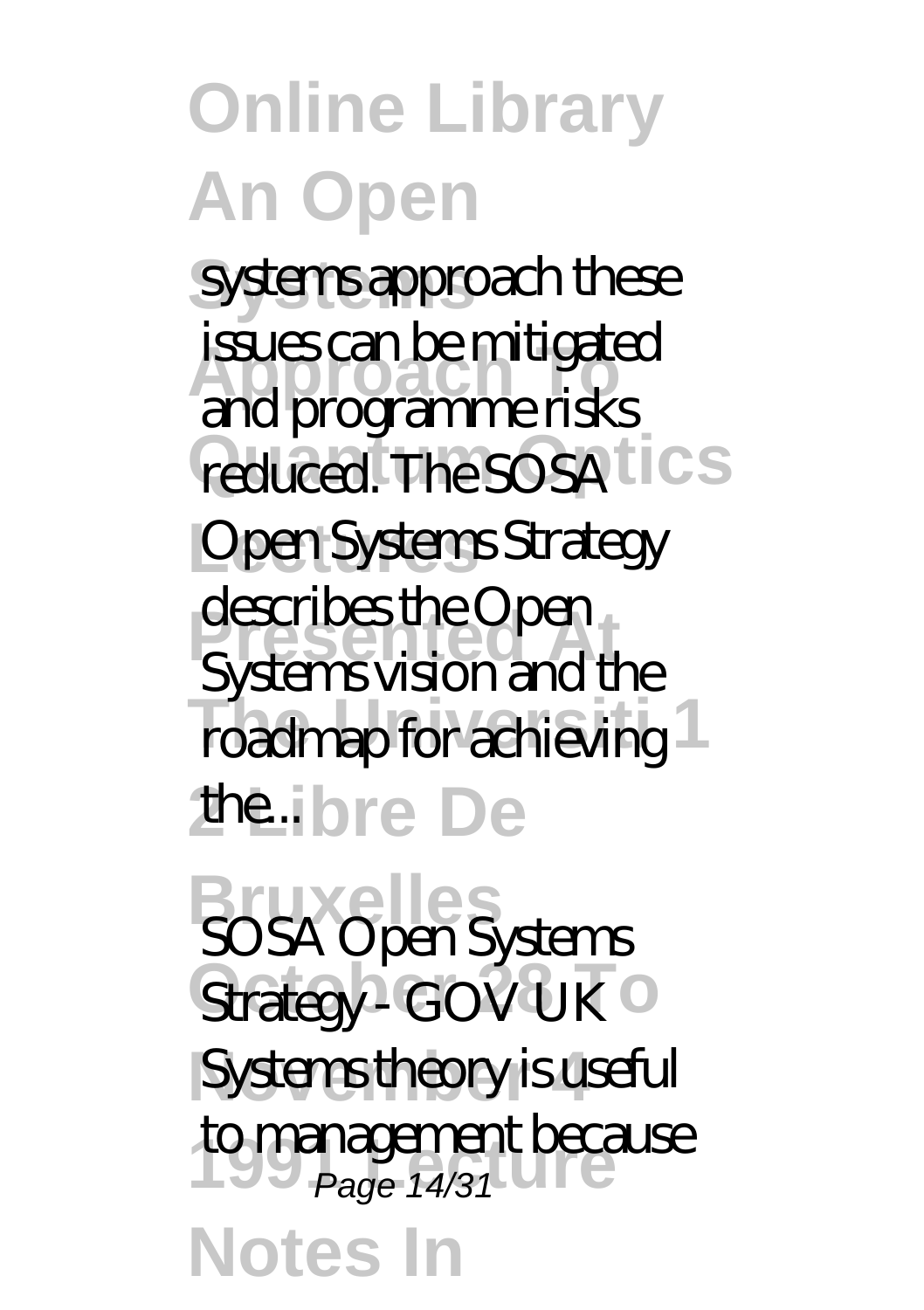systems approach these issues can be mitigated and programme risks reduced. The SOSA Open Systems Strategy describes the Open Systems vision and the roadmap for achieving the...

## SOSA Open Systems Strategy - GOV UK

Systems theory is useful to management because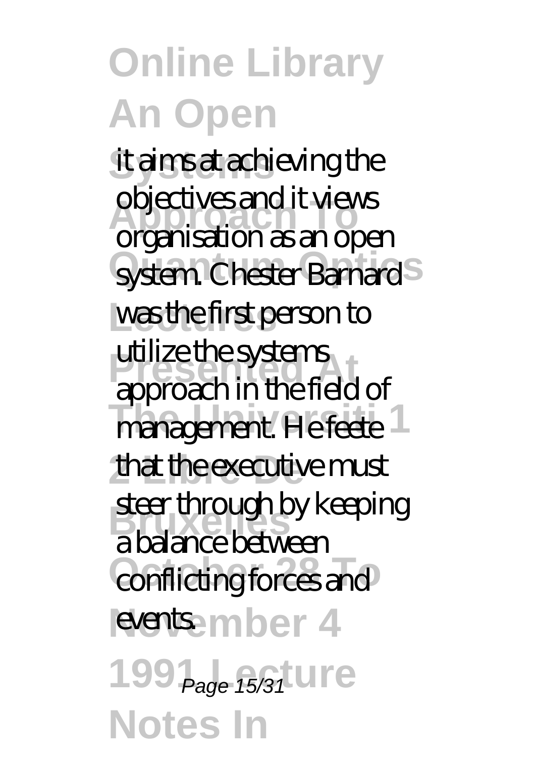it aims at achieving the objectives and it views organisation as an open system. Chester Barnard was the first person to utilize the systems approach in the field of management. He feete that the executive must steer through by keeping a balance between conflicting forces and events.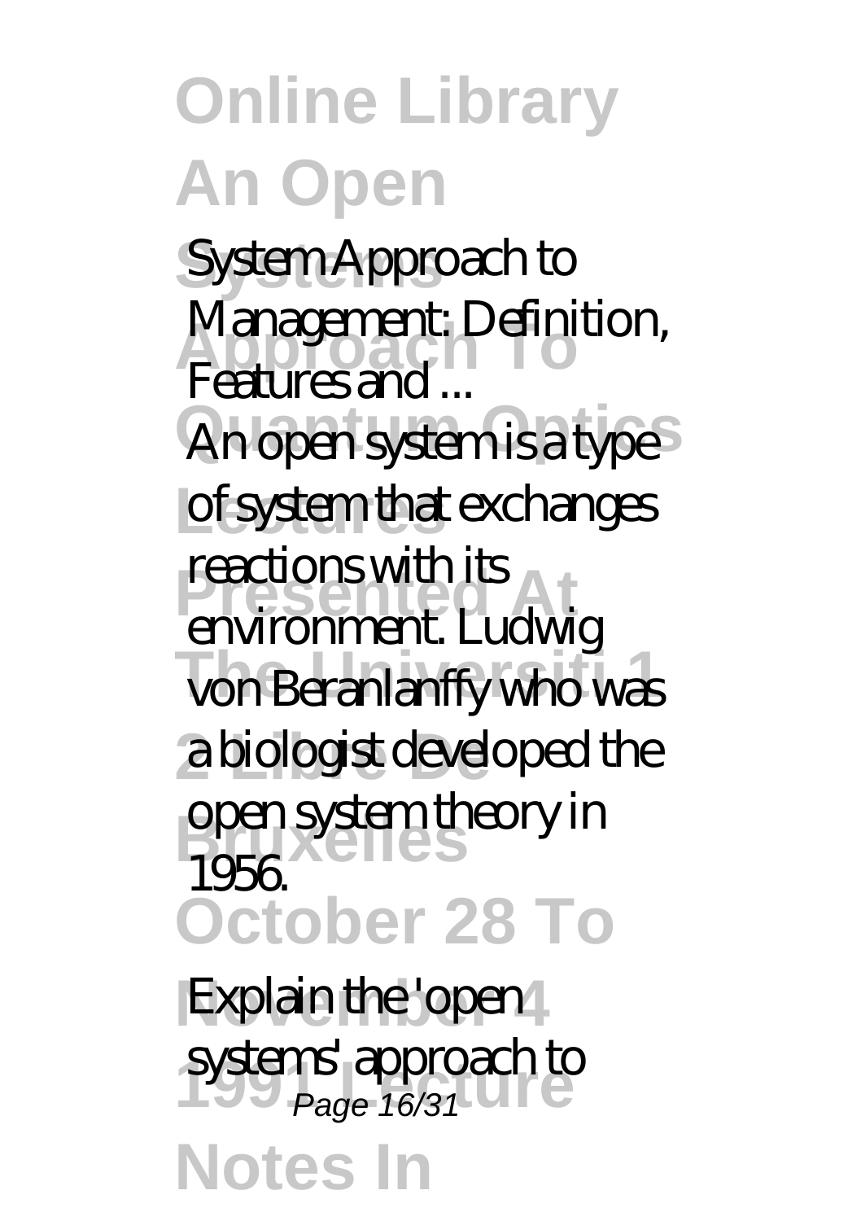System Approach to Management: Definition, Features and ...

An open system is a type of system that exchanges reactions with its environment. Ludwig von Beranlanffy who was a biologist developed the open system theory in 1956.

Explain the 'open systems' approach to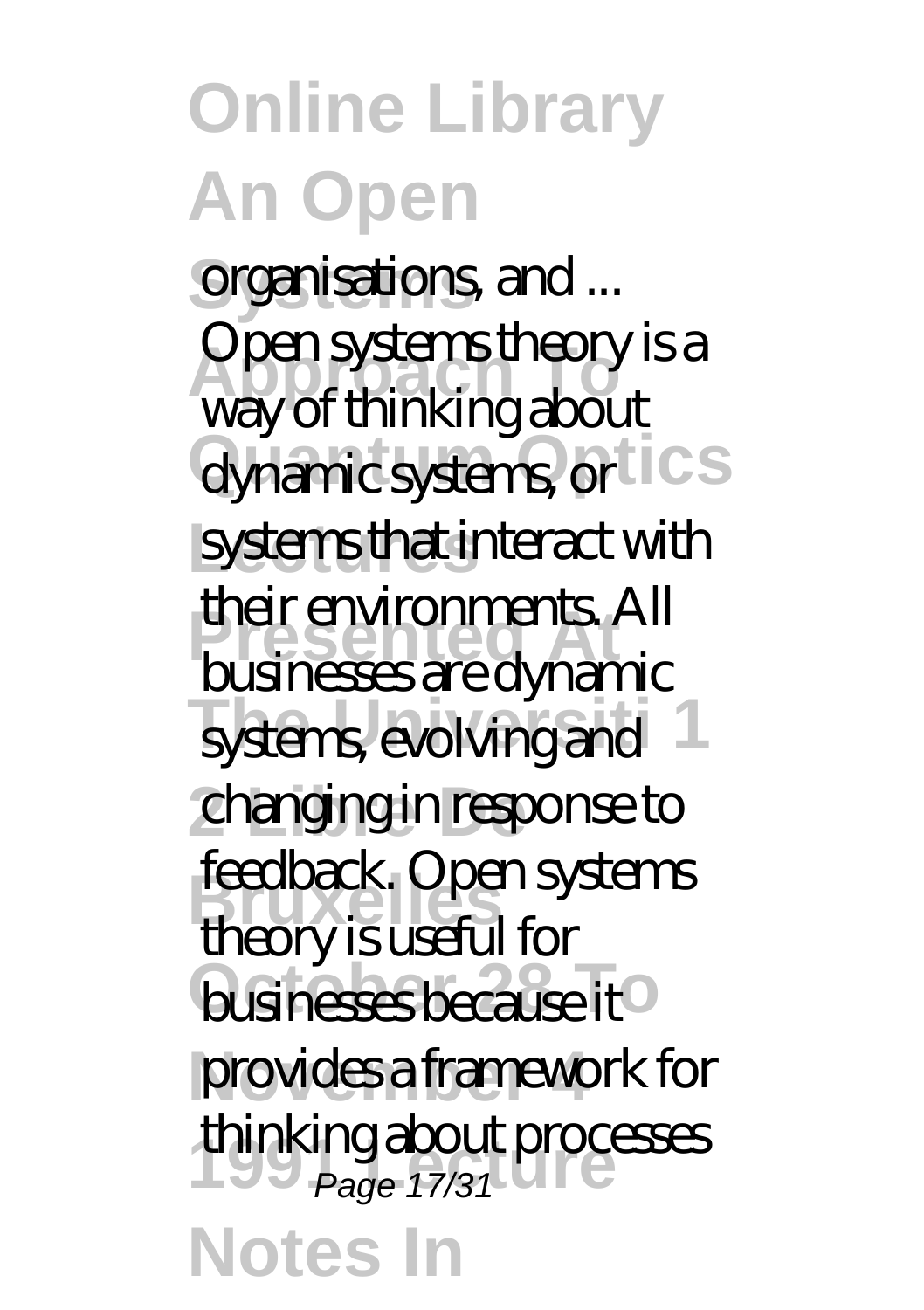organisations, and ...

Open systems theory is a way of thinking about dynamic systems, or systems that interact with their environments. All businesses are dynamic systems, evolving and changing in response to feedback. Open systems theory is useful for businesses because it provides a framework for thinking about processes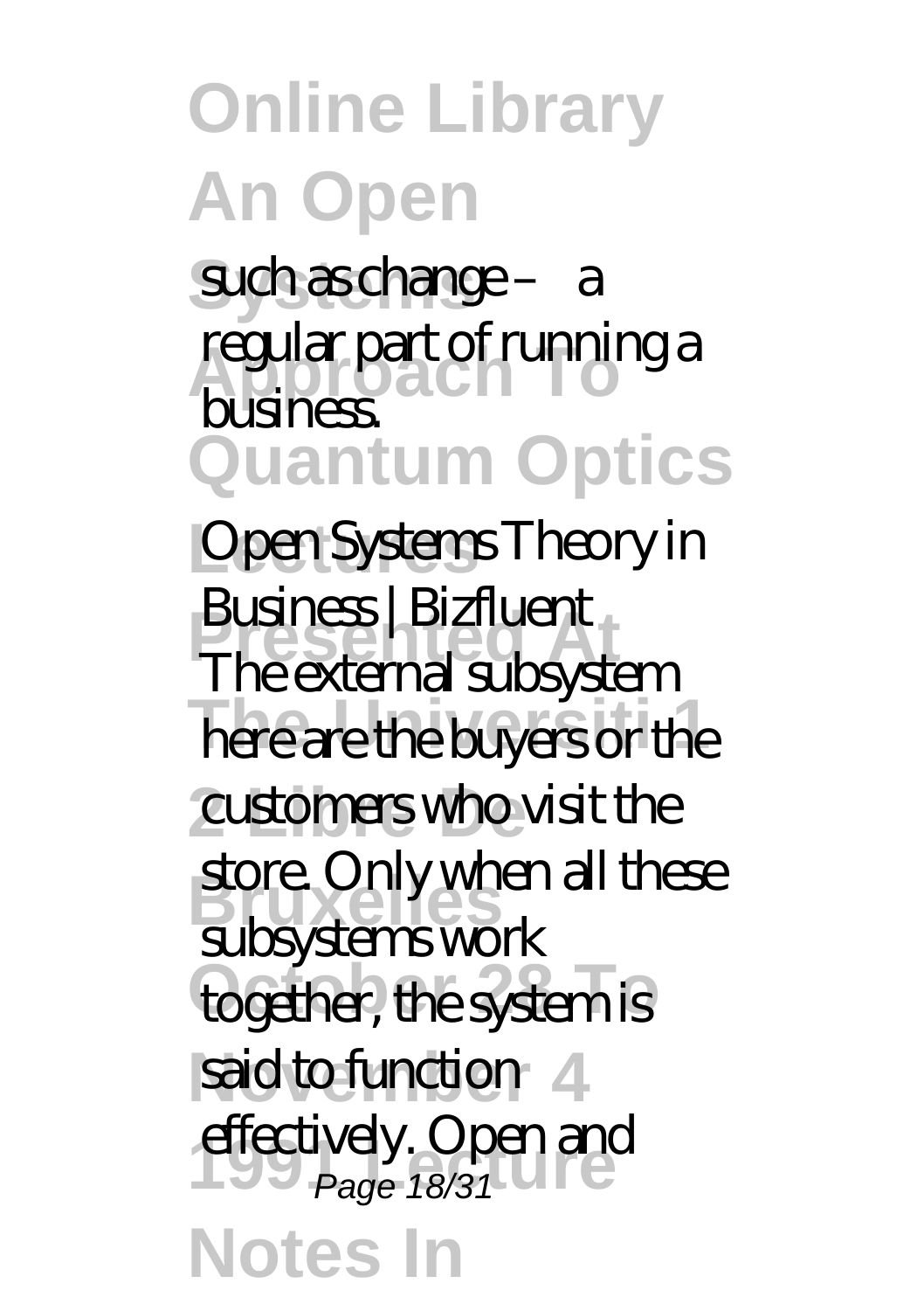such as change – a regular part of running a business.

**Open Systems Theory in Business | Bizfluent**

The external subsystem here are the buyers or the customers who visit the store. Only when all these subsystems work together, the system is said to function effectively. Open and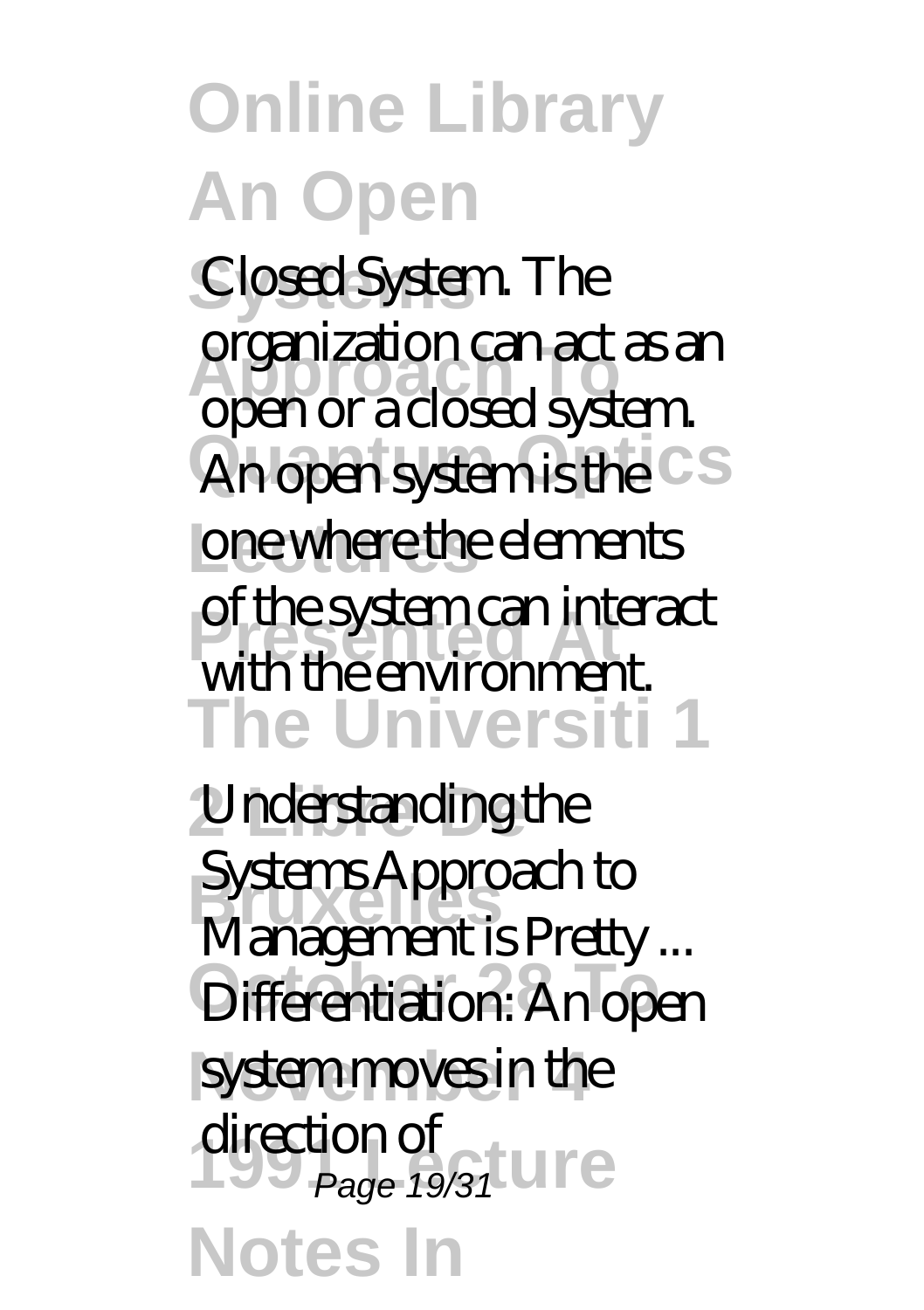Closed System. The organization can act as an open or a closed system. An open system is the one where the elements of the system can interact with the environment.

Understanding the Systems Approach to Management is Pretty ...

Differentiation: An open system moves in the direction of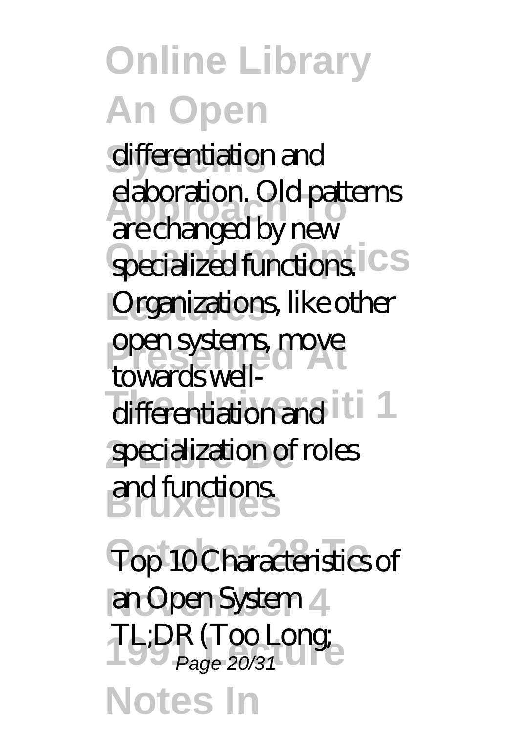differentiation and elaboration. Old patterns are changed by new specialized functions. Organizations, like other open systems, move towards well-differentiation and specialization of roles and functions.

Top 10 Characteristics of an Open System

TL;DR (Too Long;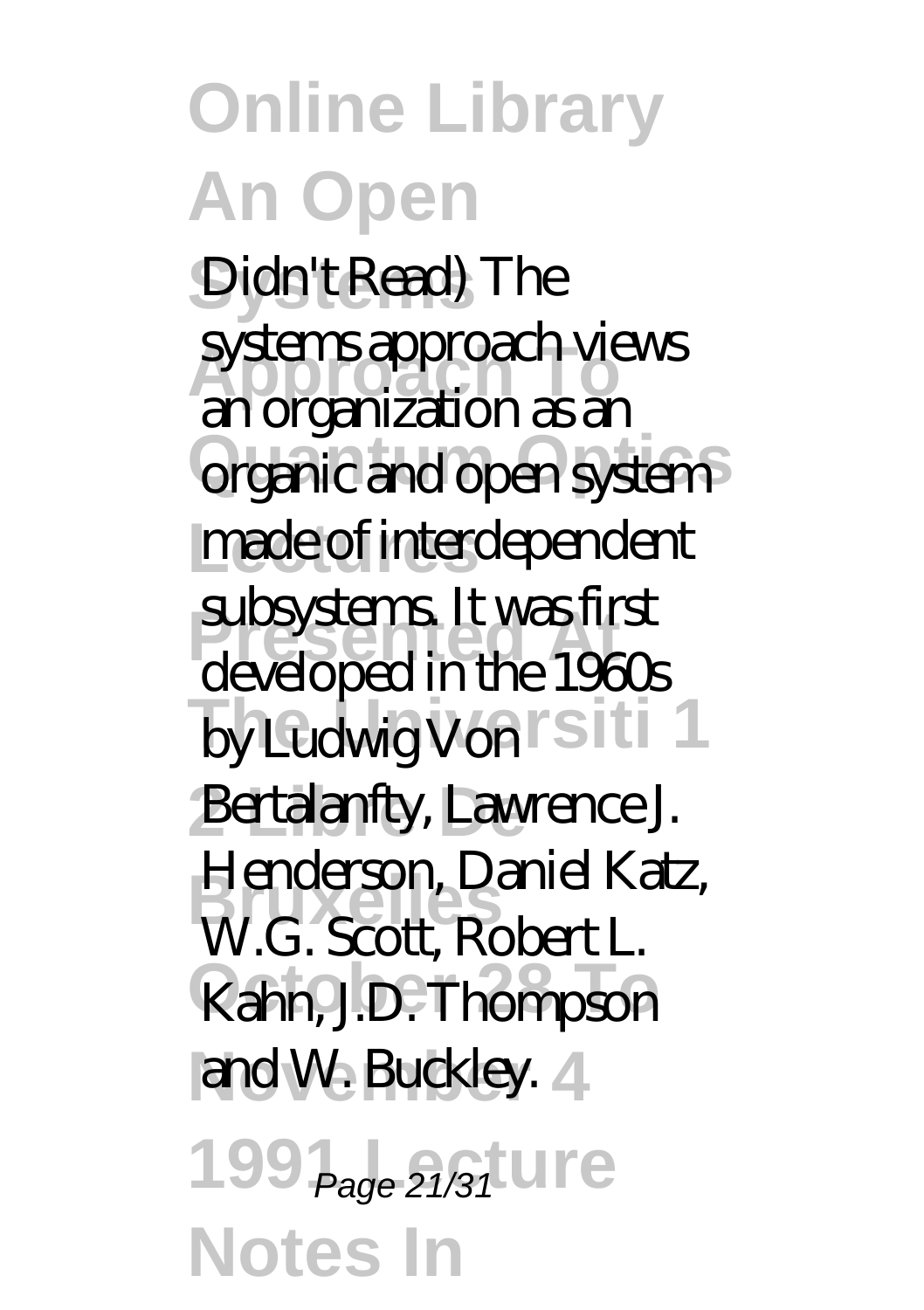Didn't Read) The systems approach views an organization as an organic and open system made of interdependent subsystems. It was first developed in the 1960s by Ludwig Von Bertalanfty, Lawrence J. Henderson, Daniel Katz, W.G. Scott, Robert L. Kahn, J.D. Thompson and W. Buckley.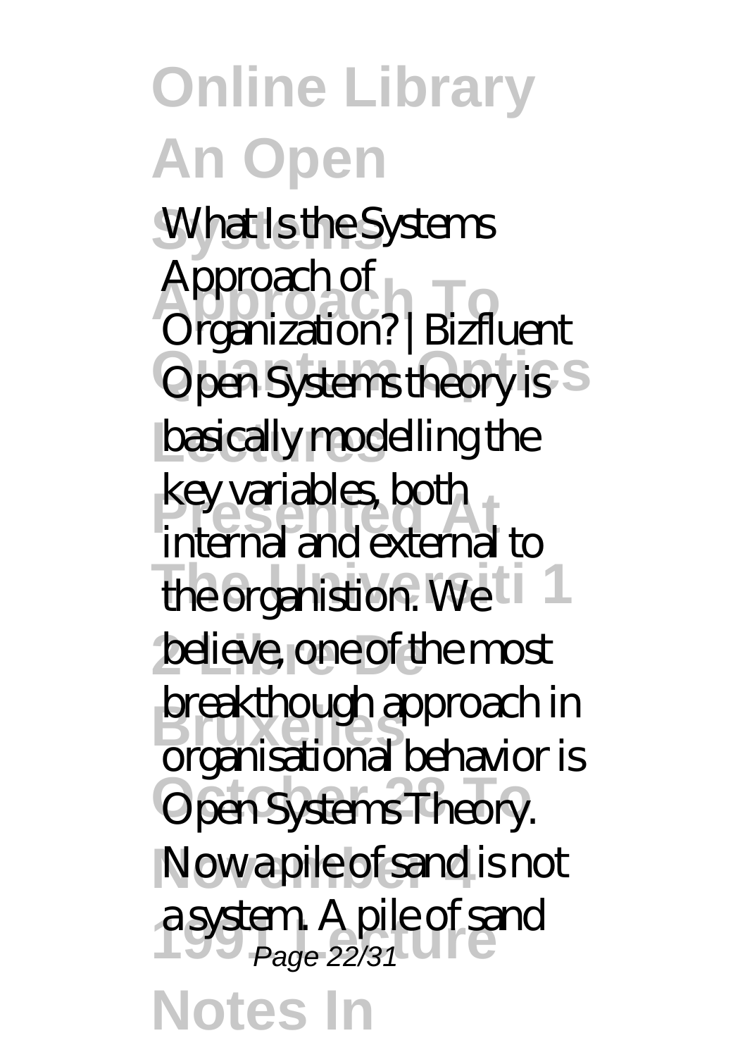What Is the Systems Approach of Organization? | Bizfluent

Open Systems theory is basically modelling the key variables, both internal and external to the organistion. We believe, one of the most breakthough approach in organisational behavior is Open Systems Theory. Now a pile of sand is not a system. A pile of sand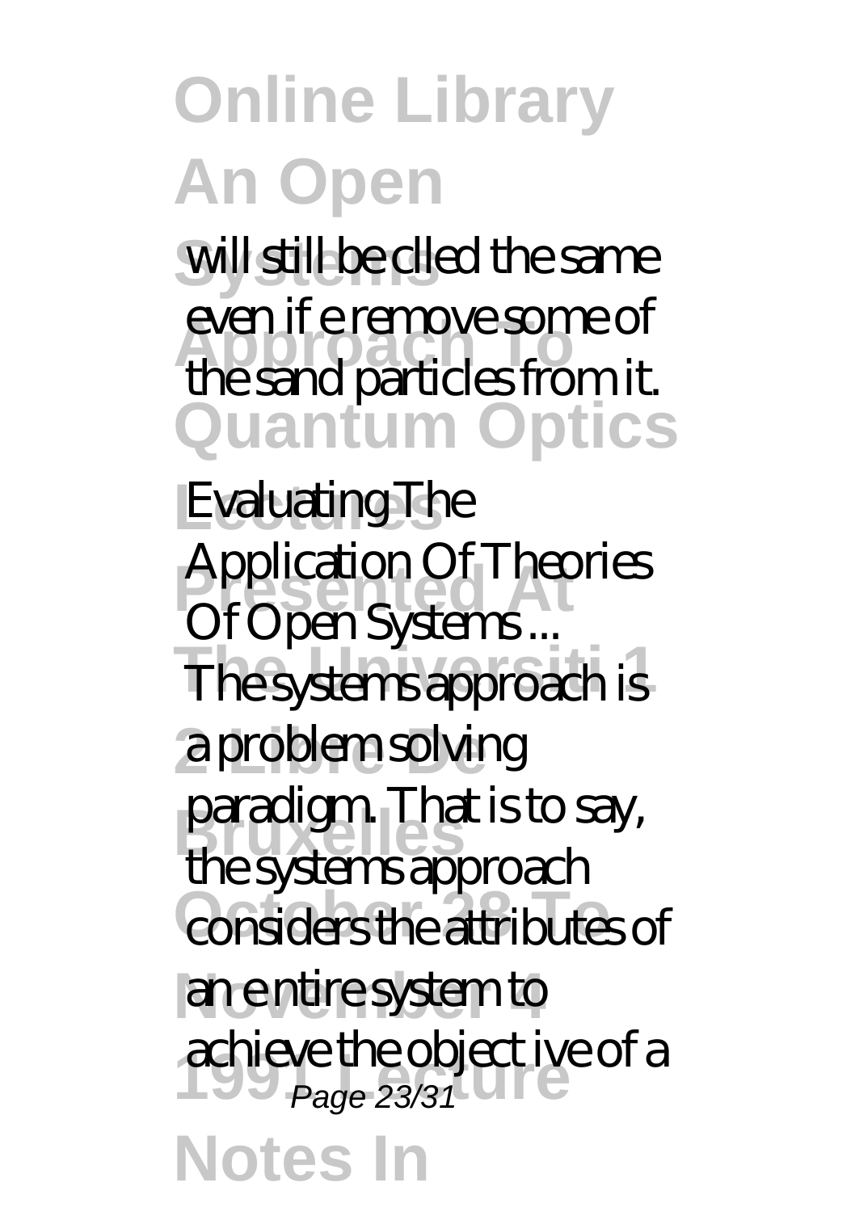will still be clled the same even if e remove some of the sand particles from it.

**Evaluating The Application Of Theories Of Open Systems ...**

The systems approach is a problem solving paradigm. That is to say, the systems approach considers the attributes of an e ntire system to achieve the object ive of a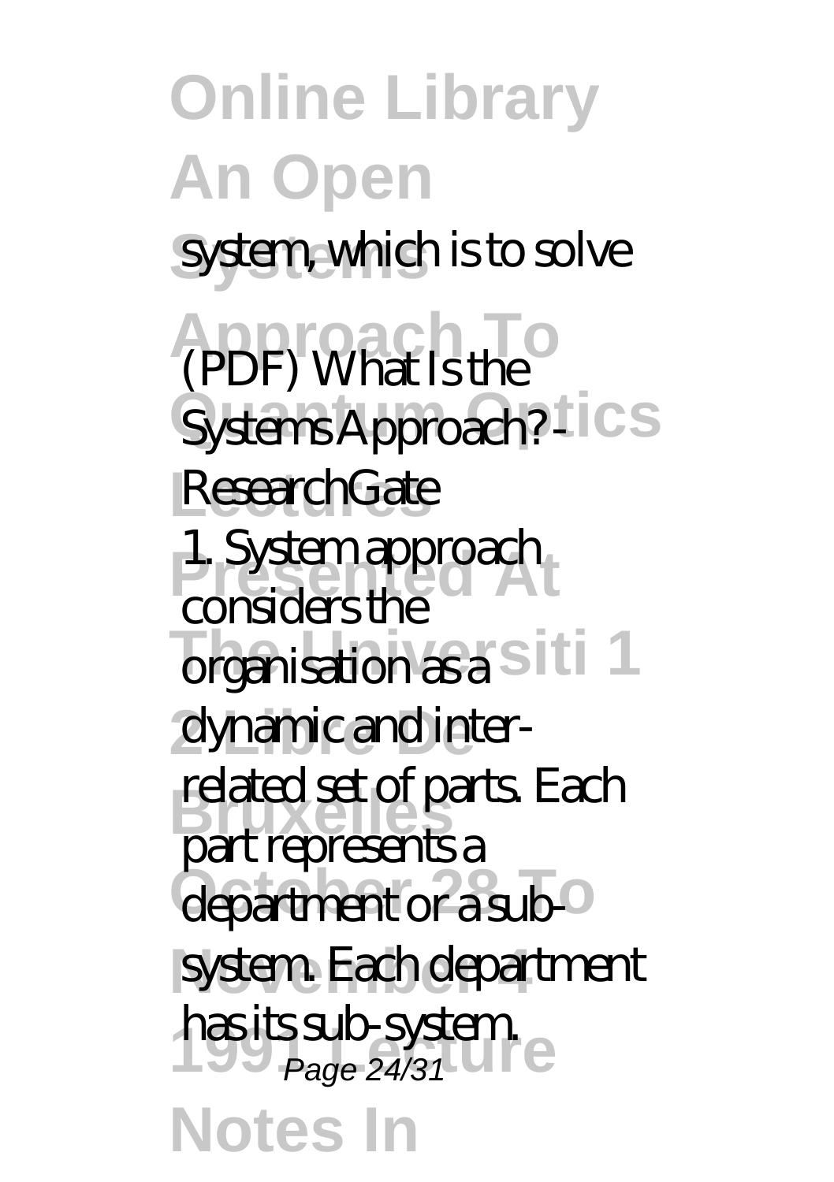system, which is to solve

(PDF) What Is the Systems Approach? - ResearchGate

1. System approach considers the organisation as a dynamic and inter-related set of parts. Each part represents a department or a sub-system. Each department has its sub-system.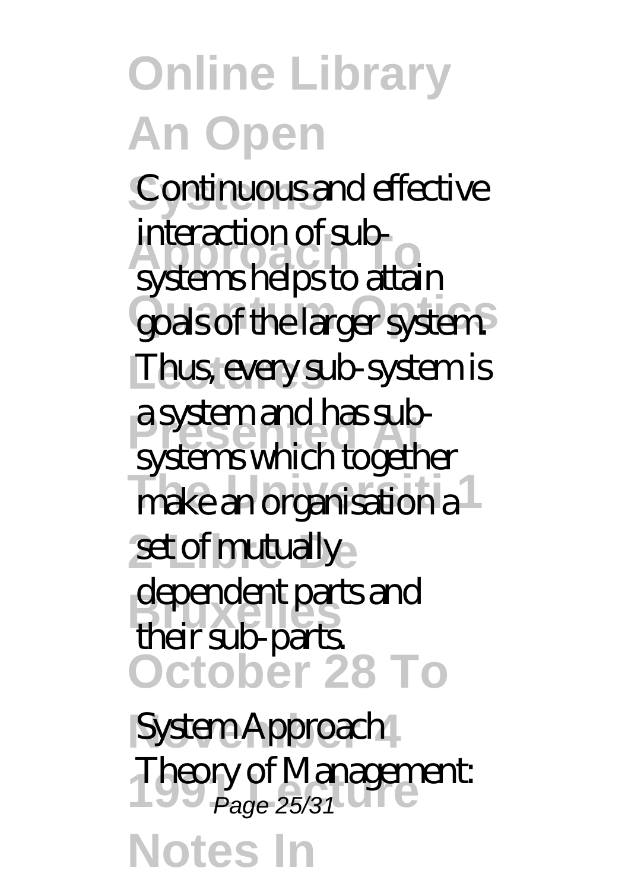Continuous and effective interaction of sub-systems helps to attain goals of the larger system. Thus, every sub-system is a system and has sub-systems which together make an organisation a set of mutually dependent parts and their sub-parts.

System Approach Theory of Management: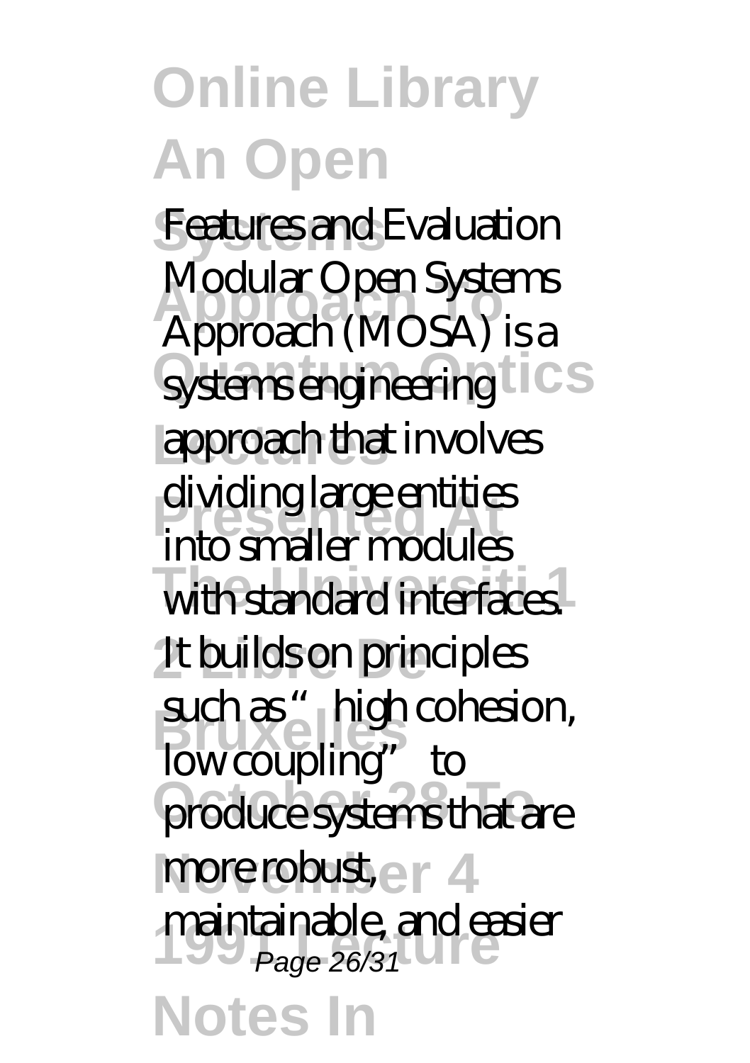Features and Evaluation Modular Open Systems Approach (MOSA) is a systems engineering approach that involves dividing large entities into smaller modules with standard interfaces. It builds on principles such as "high cohesion, low coupling" to produce systems that are more robust, maintainable, and easier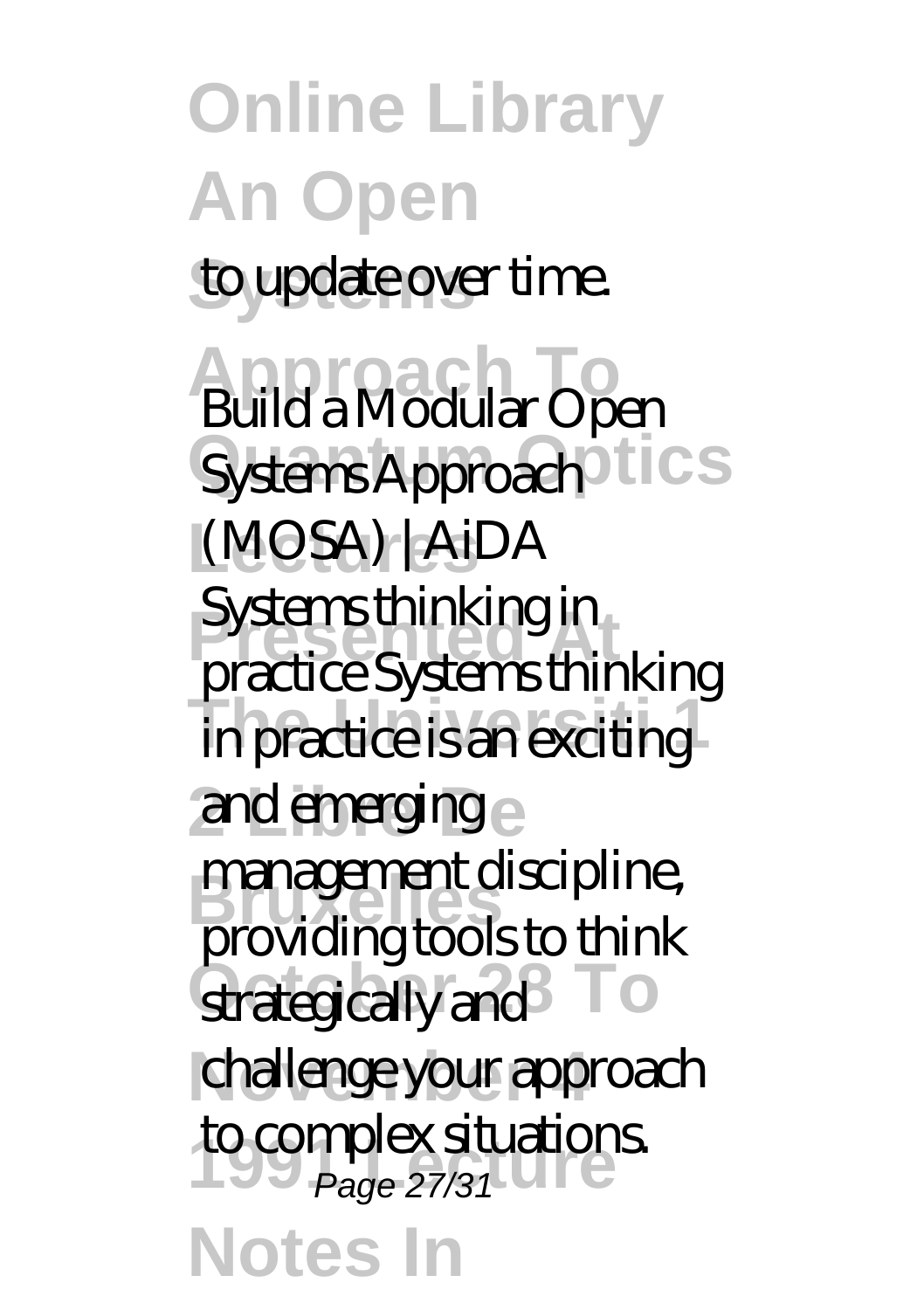to update over time.

Build a Modular Open Systems Approach (MOSA) | AiDA

Systems thinking in practice Systems thinking in practice is an exciting and emerging management discipline, providing tools to think strategically and challenge your approach to complex situations.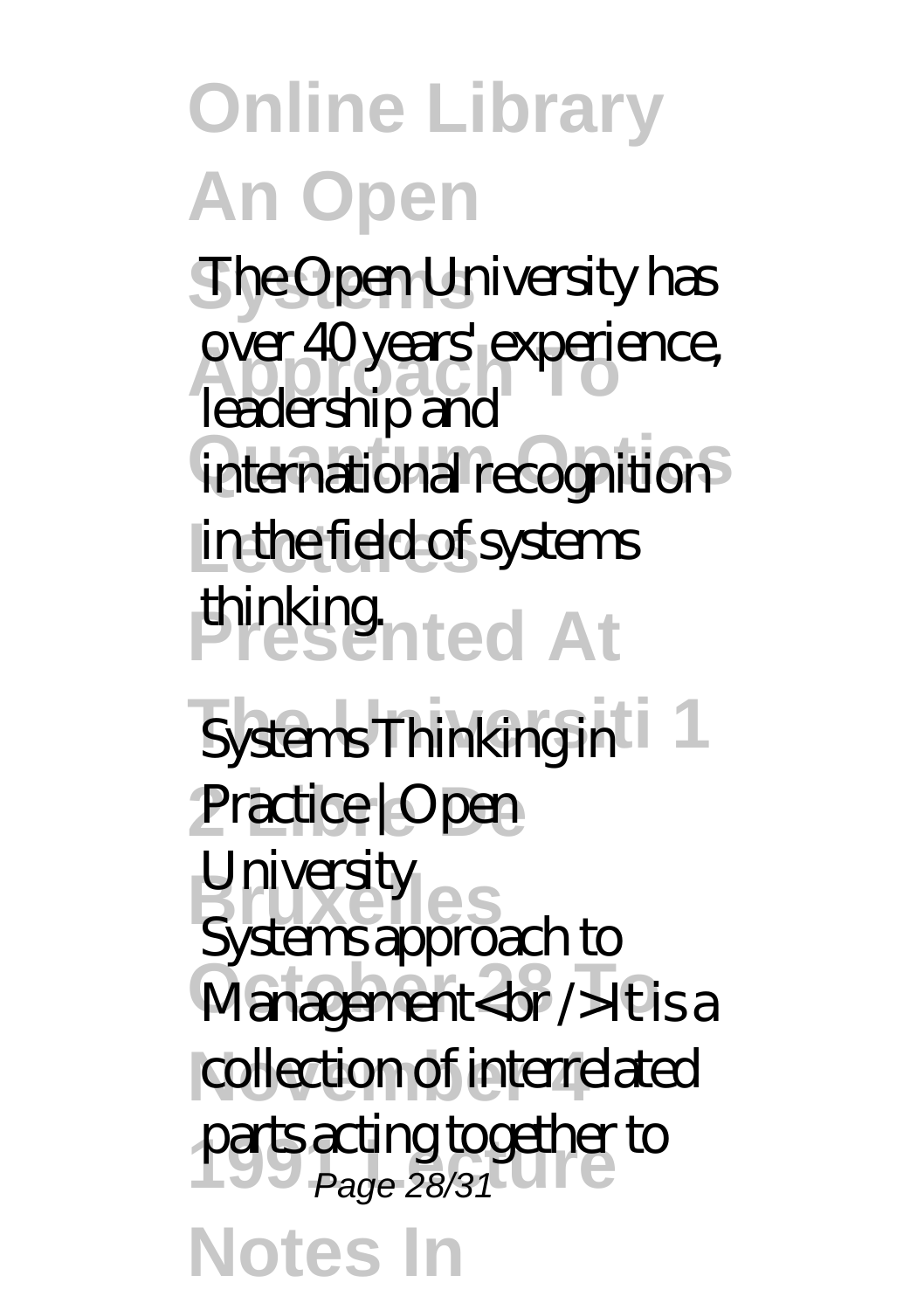The Open University has over 40 years' experience, leadership and international recognition in the field of systems thinking.

**Systems Thinking in Practice | Open University**

Systems approach to Management<br />It is a collection of interrelated parts acting together to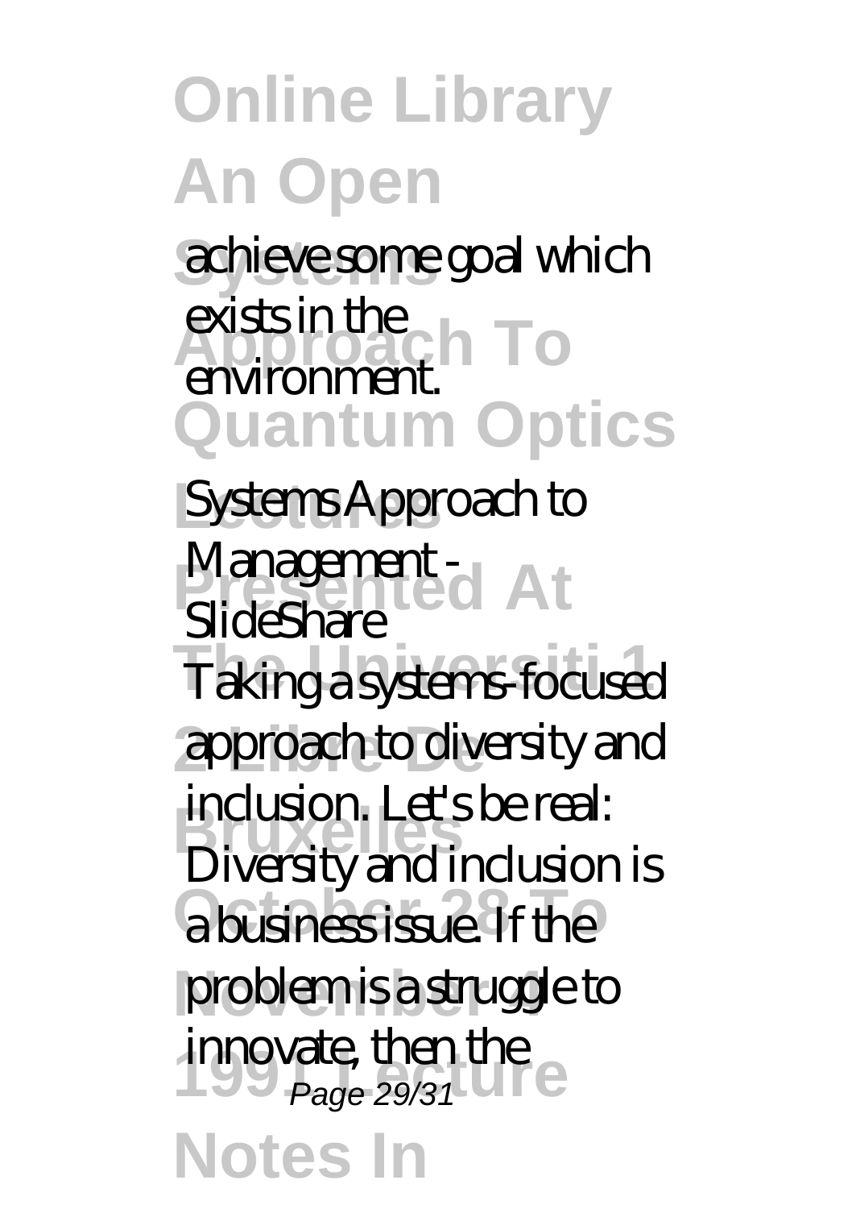achieve some goal which exists in the environment.

*Systems Approach to Management - SlideShare*

Taking a systems-focused approach to diversity and inclusion. Let's be real: Diversity and inclusion is a business issue. If the problem is a struggle to innovate, then the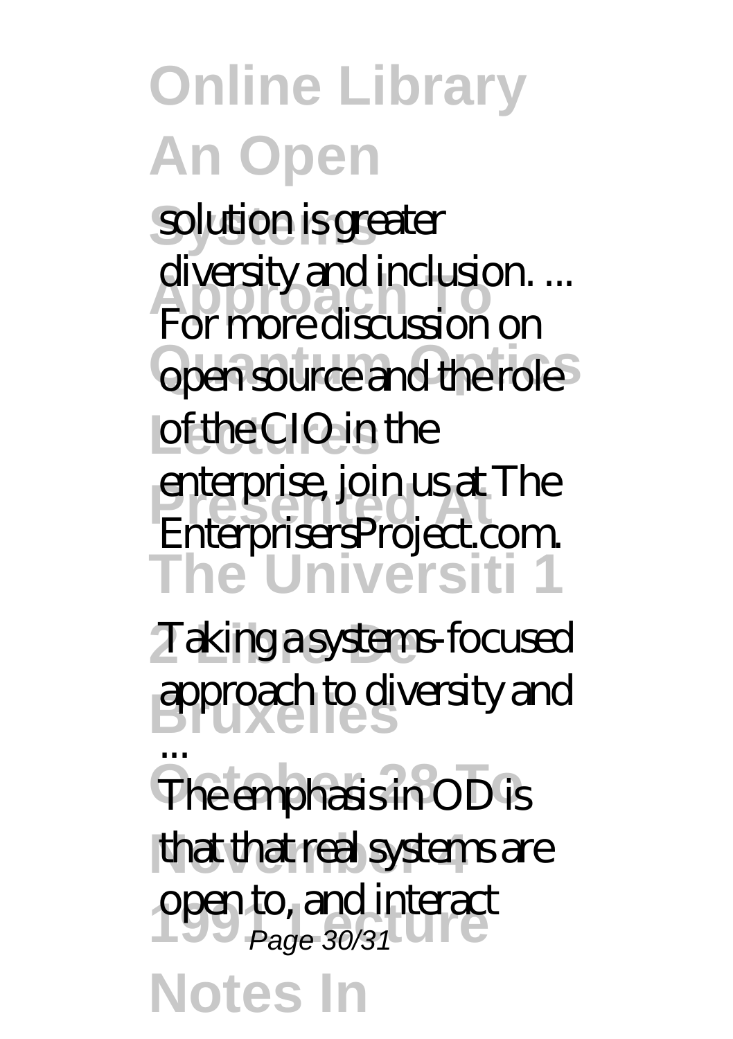solution is greater diversity and inclusion. ... For more discussion on open source and the role of the CIO in the enterprise, join us at The EnterprisersProject.com.

**Taking a systems-focused approach to diversity and ...**

The emphasis in OD is that that real systems are open to, and interact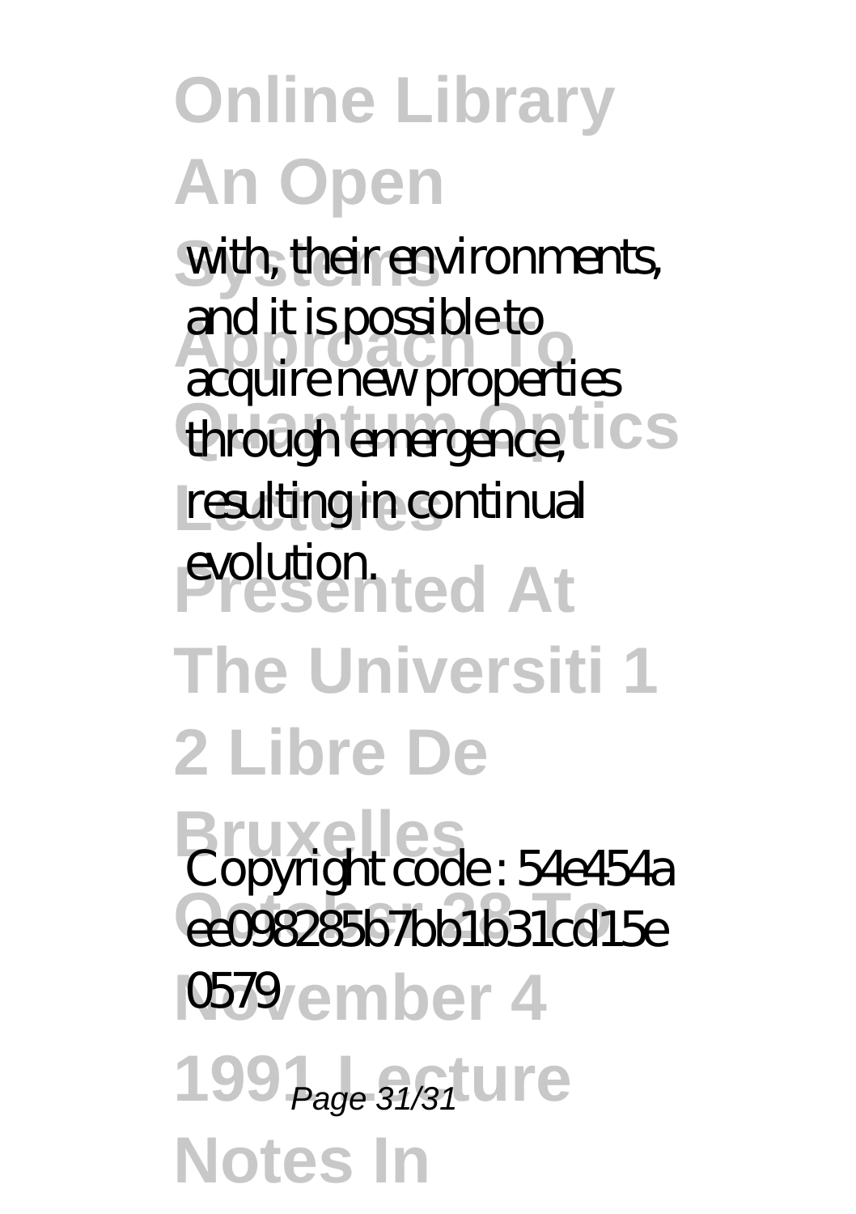with, their environments, and it is possible to acquire new properties through emergence, resulting in continual evolution.

Copyright code : 54e454aee098285b7bb1b31cd15e0579